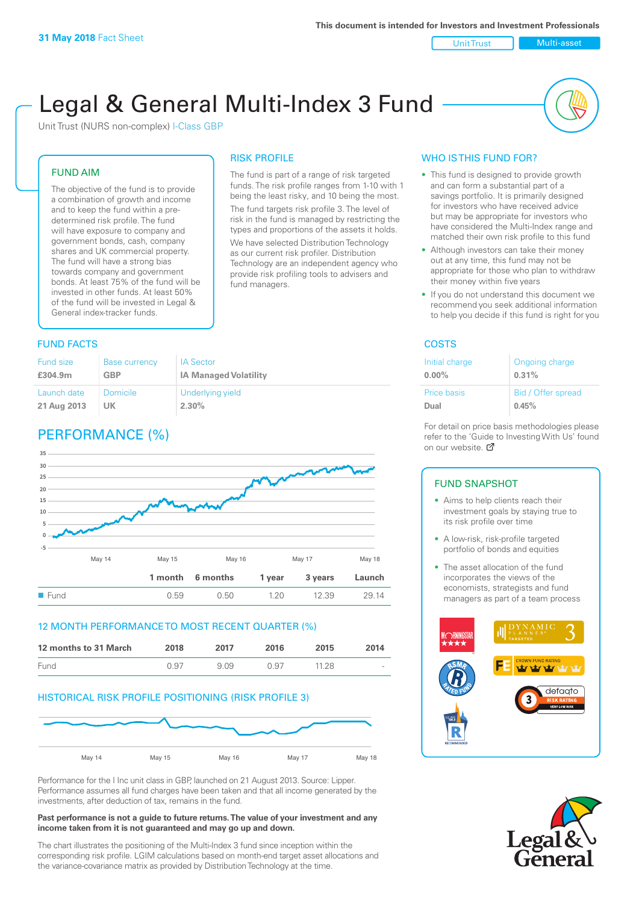**31 May 2018** Fact Sheet

This document is intended for Investors and Investment Professionals

Unit Trust | Multi-asset

# Legal & General Multi-Index 3 Fund

Unit Trust (NURS non-complex) I-Class GBP

## FUND AIM

The objective of the fund is to provide a combination of growth and income and to keep the fund within a pre-determined risk profile. The fund will have exposure to company and government bonds, cash, company shares and UK commercial property. The fund will have a strong bias towards company and government bonds. At least 75% of the fund will be invested in other funds. At least 50% of the fund will be invested in Legal & General index-tracker funds.

## RISK PROFILE

The fund is part of a range of risk targeted funds. The risk profile ranges from 1-10 with 1 being the least risky, and 10 being the most.

The fund targets risk profile 3. The level of risk in the fund is managed by restricting the types and proportions of the assets it holds.

We have selected Distribution Technology as our current risk profiler. Distribution Technology are an independent agency who provide risk profiling tools to advisers and fund managers.

## WHO IS THIS FUND FOR?

- This fund is designed to provide growth and can form a substantial part of a savings portfolio. It is primarily designed for investors who have received advice but may be appropriate for investors who have considered the Multi-Index range and matched their own risk profile to this fund
- Although investors can take their money out at any time, this fund may not be appropriate for those who plan to withdraw their money within five years
- If you do not understand this document we recommend you seek additional information to help you decide if this fund is right for you

## FUND FACTS

| Fund size | Base currency | IA Sector |
|---|---|---|
| **£304.9m** | **GBP** | **IA Managed Volatility** |
| **Launch date** | **Domicile** | **Underlying yield** |
| **21 Aug 2013** | **UK** | **2.30%** |

## COSTS

| Initial charge | Ongoing charge |
|---|---|
| **0.00%** | **0.31%** |
| **Price basis** | **Bid / Offer spread** |
| **Dual** | **0.45%** |

For detail on price basis methodologies please refer to the 'Guide to Investing With Us' found on our website.

## PERFORMANCE (%)

| | 1 month | 6 months | 1 year | 3 years | Launch |
|---|---|---|---|---|---|
| Fund | 0.59 | 0.50 | 1.20 | 12.39 | 29.14 |

## 12 MONTH PERFORMANCE TO MOST RECENT QUARTER (%)

| 12 months to 31 March | 2018 | 2017 | 2016 | 2015 | 2014 |
|---|---|---|---|---|---|
| Fund | 0.97 | 9.09 | 0.97 | 11.28 | - |

## HISTORICAL RISK PROFILE POSITIONING (RISK PROFILE 3)

Performance for the I Inc unit class in GBP, launched on 21 August 2013. Source: Lipper. Performance assumes all fund charges have been taken and that all income generated by the investments, after deduction of tax, remains in the fund.

**Past performance is not a guide to future returns. The value of your investment and any income taken from it is not guaranteed and may go up and down.**

The chart illustrates the positioning of the Multi-Index 3 fund since inception within the corresponding risk profile. LGIM calculations based on month-end target asset allocations and the variance-covariance matrix as provided by Distribution Technology at the time.

## FUND SNAPSHOT

- Aims to help clients reach their investment goals by staying true to its risk profile over time
- A low-risk, risk-profile targeted portfolio of bonds and equities
- The asset allocation of the fund incorporates the views of the economists, strategists and fund managers as part of a team process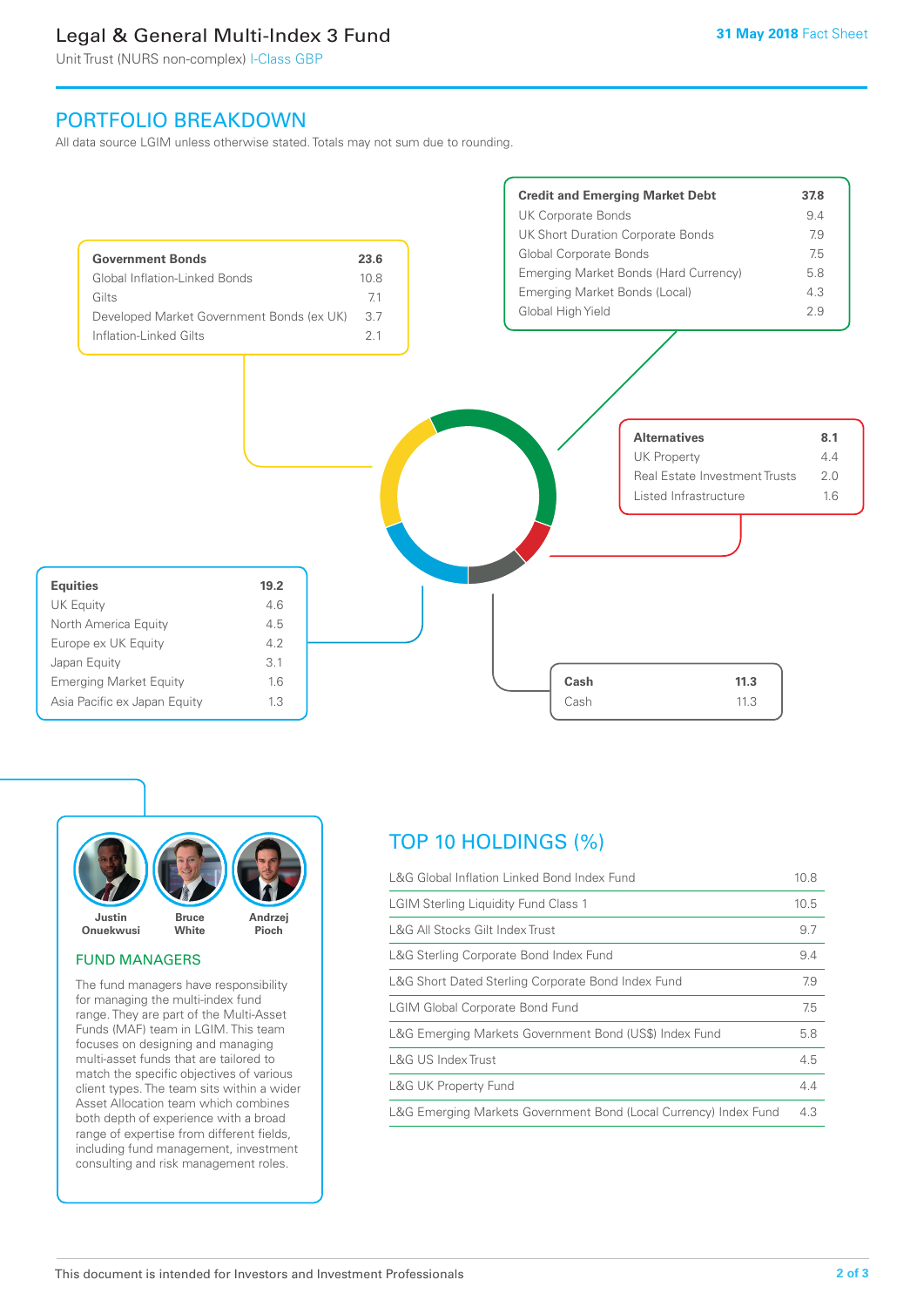# Legal & General Multi-Index 3 Fund

Unit Trust (NURS non-complex) I-Class GBP

31 May 2018 Fact Sheet

## PORTFOLIO BREAKDOWN

All data source LGIM unless otherwise stated. Totals may not sum due to rounding.

| **Government Bonds** | **23.6** |
|---|---|
| Global Inflation-Linked Bonds | 10.8 |
| Gilts | 7.1 |
| Developed Market Government Bonds (ex UK) | 3.7 |
| Inflation-Linked Gilts | 2.1 |

| **Credit and Emerging Market Debt** | **37.8** |
|---|---|
| UK Corporate Bonds | 9.4 |
| UK Short Duration Corporate Bonds | 7.9 |
| Global Corporate Bonds | 7.5 |
| Emerging Market Bonds (Hard Currency) | 5.8 |
| Emerging Market Bonds (Local) | 4.3 |
| Global High Yield | 2.9 |

| **Alternatives** | **8.1** |
|---|---|
| UK Property | 4.4 |
| Real Estate Investment Trusts | 2.0 |
| Listed Infrastructure | 1.6 |

| **Equities** | **19.2** |
|---|---|
| UK Equity | 4.6 |
| North America Equity | 4.5 |
| Europe ex UK Equity | 4.2 |
| Japan Equity | 3.1 |
| Emerging Market Equity | 1.6 |
| Asia Pacific ex Japan Equity | 1.3 |

| **Cash** | **11.3** |
|---|---|
| Cash | 11.3 |

Justin Onuekwusi | Bruce White | Andrzej Pioch

### FUND MANAGERS

The fund managers have responsibility for managing the multi-index fund range. They are part of the Multi-Asset Funds (MAF) team in LGIM. This team focuses on designing and managing multi-asset funds that are tailored to match the specific objectives of various client types. The team sits within a wider Asset Allocation team which combines both depth of experience with a broad range of expertise from different fields, including fund management, investment consulting and risk management roles.

## TOP 10 HOLDINGS (%)

| Holding | % |
|---|---|
| L&G Global Inflation Linked Bond Index Fund | 10.8 |
| LGIM Sterling Liquidity Fund Class 1 | 10.5 |
| L&G All Stocks Gilt Index Trust | 9.7 |
| L&G Sterling Corporate Bond Index Fund | 9.4 |
| L&G Short Dated Sterling Corporate Bond Index Fund | 7.9 |
| LGIM Global Corporate Bond Fund | 7.5 |
| L&G Emerging Markets Government Bond (US$) Index Fund | 5.8 |
| L&G US Index Trust | 4.5 |
| L&G UK Property Fund | 4.4 |
| L&G Emerging Markets Government Bond (Local Currency) Index Fund | 4.3 |

This document is intended for Investors and Investment Professionals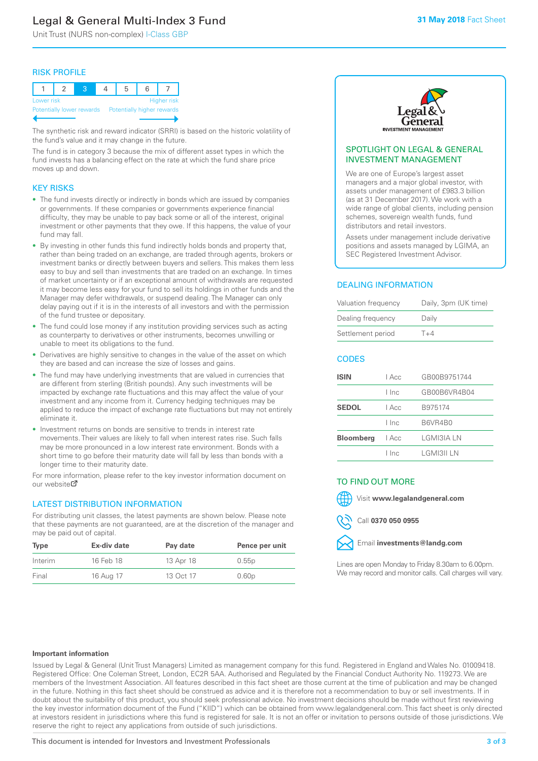# Legal & General Multi-Index 3 Fund

Unit Trust (NURS non-complex) I-Class GBP

31 May 2018 Fact Sheet

## RISK PROFILE

| 1 | 2 | 3 | 4 | 5 | 6 | 7 |
|---|---|---|---|---|---|---|

Lower risk — Higher risk

Potentially lower rewards — Potentially higher rewards

The synthetic risk and reward indicator (SRRI) is based on the historic volatility of the fund's value and it may change in the future.

The fund is in category 3 because the mix of different asset types in which the fund invests has a balancing effect on the rate at which the fund share price moves up and down.

## KEY RISKS

- The fund invests directly or indirectly in bonds which are issued by companies or governments. If these companies or governments experience financial difficulty, they may be unable to pay back some or all of the interest, original investment or other payments that they owe. If this happens, the value of your fund may fall.
- By investing in other funds this fund indirectly holds bonds and property that, rather than being traded on an exchange, are traded through agents, brokers or investment banks or directly between buyers and sellers. This makes them less easy to buy and sell than investments that are traded on an exchange. In times of market uncertainty or if an exceptional amount of withdrawals are requested it may become less easy for your fund to sell its holdings in other funds and the Manager may defer withdrawals, or suspend dealing. The Manager can only delay paying out if it is in the interests of all investors and with the permission of the fund trustee or depositary.
- The fund could lose money if any institution providing services such as acting as counterparty to derivatives or other instruments, becomes unwilling or unable to meet its obligations to the fund.
- Derivatives are highly sensitive to changes in the value of the asset on which they are based and can increase the size of losses and gains.
- The fund may have underlying investments that are valued in currencies that are different from sterling (British pounds). Any such investments will be impacted by exchange rate fluctuations and this may affect the value of your investment and any income from it. Currency hedging techniques may be applied to reduce the impact of exchange rate fluctuations but may not entirely eliminate it.
- Investment returns on bonds are sensitive to trends in interest rate movements. Their values are likely to fall when interest rates rise. Such falls may be more pronounced in a low interest rate environment. Bonds with a short time to go before their maturity date will fall by less than bonds with a longer time to their maturity date.

For more information, please refer to the key investor information document on our website

## LATEST DISTRIBUTION INFORMATION

For distributing unit classes, the latest payments are shown below. Please note that these payments are not guaranteed, are at the discretion of the manager and may be paid out of capital.

| Type | Ex-div date | Pay date | Pence per unit |
|---|---|---|---|
| Interim | 16 Feb 18 | 13 Apr 18 | 0.55p |
| Final | 16 Aug 17 | 13 Oct 17 | 0.60p |

## SPOTLIGHT ON LEGAL & GENERAL INVESTMENT MANAGEMENT

We are one of Europe's largest asset managers and a major global investor, with assets under management of £983.3 billion (as at 31 December 2017). We work with a wide range of global clients, including pension schemes, sovereign wealth funds, fund distributors and retail investors.

Assets under management include derivative positions and assets managed by LGIMA, an SEC Registered Investment Advisor.

## DEALING INFORMATION

| | |
|---|---|
| Valuation frequency | Daily, 3pm (UK time) |
| Dealing frequency | Daily |
| Settlement period | T+4 |

## CODES

| | | |
|---|---|---|
| **ISIN** | I Acc | GB00B9751744 |
| | I Inc | GB00B6VR4B04 |
| **SEDOL** | I Acc | B975174 |
| | I Inc | B6VR4B0 |
| **Bloomberg** | I Acc | LGMI3IA LN |
| | I Inc | LGMI3II LN |

## TO FIND OUT MORE

Visit **www.legalandgeneral.com**

Call **0370 050 0955**

Email **investments@landg.com**

Lines are open Monday to Friday 8.30am to 6.00pm. We may record and monitor calls. Call charges will vary.

**Important information**

Issued by Legal & General (Unit Trust Managers) Limited as management company for this fund. Registered in England and Wales No. 01009418. Registered Office: One Coleman Street, London, EC2R 5AA. Authorised and Regulated by the Financial Conduct Authority No. 119273. We are members of the Investment Association. All features described in this fact sheet are those current at the time of publication and may be changed in the future. Nothing in this fact sheet should be construed as advice and it is therefore not a recommendation to buy or sell investments. If in doubt about the suitability of this product, you should seek professional advice. No investment decisions should be made without first reviewing the key investor information document of the Fund ("KIID") which can be obtained from www.legalandgeneral.com. This fact sheet is only directed at investors resident in jurisdictions where this fund is registered for sale. It is not an offer or invitation to persons outside of those jurisdictions. We reserve the right to reject any applications from outside of such jurisdictions.

This document is intended for Investors and Investment Professionals